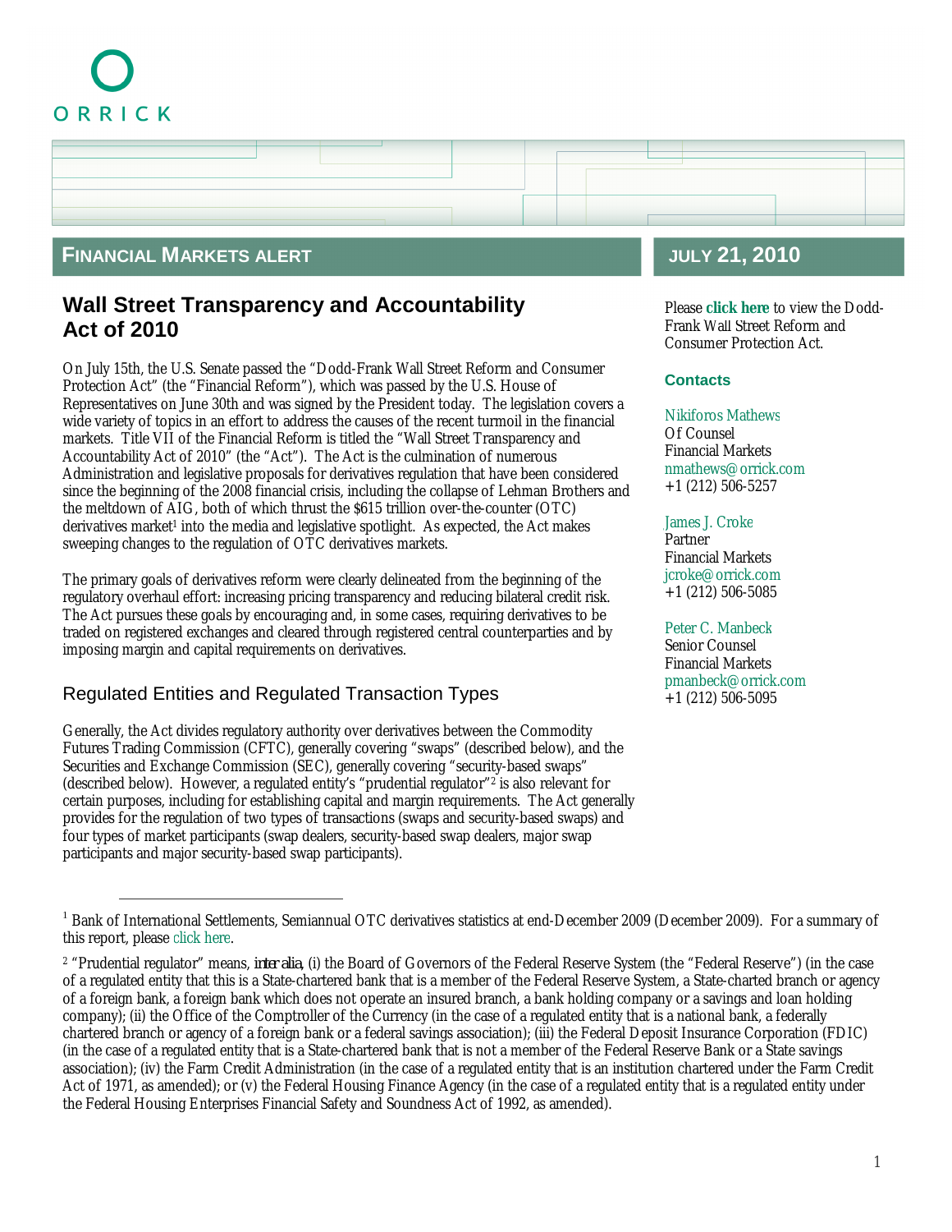ORRICK

## FINANCIAL MARKETS ALERT

JULY 21, 2010

# Wall Street Transparency and Accountability Act of 2010

On July 15th, the U.S. Senate passed the "Dodd-Frank Wall Street Reform and Consumer Protection Act" (the "Financial Reform"), which was passed by the U.S. House of Representatives on June 30th and was signed by the President today. The legislation covers a wide variety of topics in an effort to address the causes of the recent turmoil in the financial markets. Title VII of the Financial Reform is titled the "Wall Street Transparency and Accountability Act of 2010" (the "Act"). The Act is the culmination of numerous Administration and legislative proposals for derivatives regulation that have been considered since the beginning of the 2008 financial crisis, including the collapse of Lehman Brothers and the meltdown of AIG, both of which thrust the $615 trillion over-the-counter (OTC) derivatives market[1] into the media and legislative spotlight. As expected, the Act makes sweeping changes to the regulation of OTC derivatives markets.

The primary goals of derivatives reform were clearly delineated from the beginning of the regulatory overhaul effort: increasing pricing transparency and reducing bilateral credit risk. The Act pursues these goals by encouraging and, in some cases, requiring derivatives to be traded on registered exchanges and cleared through registered central counterparties and by imposing margin and capital requirements on derivatives.

## Regulated Entities and Regulated Transaction Types

Generally, the Act divides regulatory authority over derivatives between the Commodity Futures Trading Commission (CFTC), generally covering "swaps" (described below), and the Securities and Exchange Commission (SEC), generally covering "security-based swaps" (described below). However, a regulated entity's "prudential regulator"[2] is also relevant for certain purposes, including for establishing capital and margin requirements. The Act generally provides for the regulation of two types of transactions (swaps and security-based swaps) and four types of market participants (swap dealers, security-based swap dealers, major swap participants and major security-based swap participants).

Please **click here** to view the Dodd-Frank Wall Street Reform and Consumer Protection Act.

### Contacts

Nikiforos Mathews
Of Counsel
Financial Markets
nmathews@orrick.com
+1 (212) 506-5257

James J. Croke
Partner
Financial Markets
jcroke@orrick.com
+1 (212) 506-5085

Peter C. Manbeck
Senior Counsel
Financial Markets
pmanbeck@orrick.com
+1 (212) 506-5095

---

[1] Bank of International Settlements, Semiannual OTC derivatives statistics at end-December 2009 (December 2009). For a summary of this report, please click here.

[2] "Prudential regulator" means, *inter alia*, (i) the Board of Governors of the Federal Reserve System (the "Federal Reserve") (in the case of a regulated entity that this is a State-chartered bank that is a member of the Federal Reserve System, a State-charted branch or agency of a foreign bank, a foreign bank which does not operate an insured branch, a bank holding company or a savings and loan holding company); (ii) the Office of the Comptroller of the Currency (in the case of a regulated entity that is a national bank, a federally chartered branch or agency of a foreign bank or a federal savings association); (iii) the Federal Deposit Insurance Corporation (FDIC) (in the case of a regulated entity that is a State-chartered bank that is not a member of the Federal Reserve Bank or a State savings association); (iv) the Farm Credit Administration (in the case of a regulated entity that is an institution chartered under the Farm Credit Act of 1971, as amended); or (v) the Federal Housing Finance Agency (in the case of a regulated entity that is a regulated entity under the Federal Housing Enterprises Financial Safety and Soundness Act of 1992, as amended).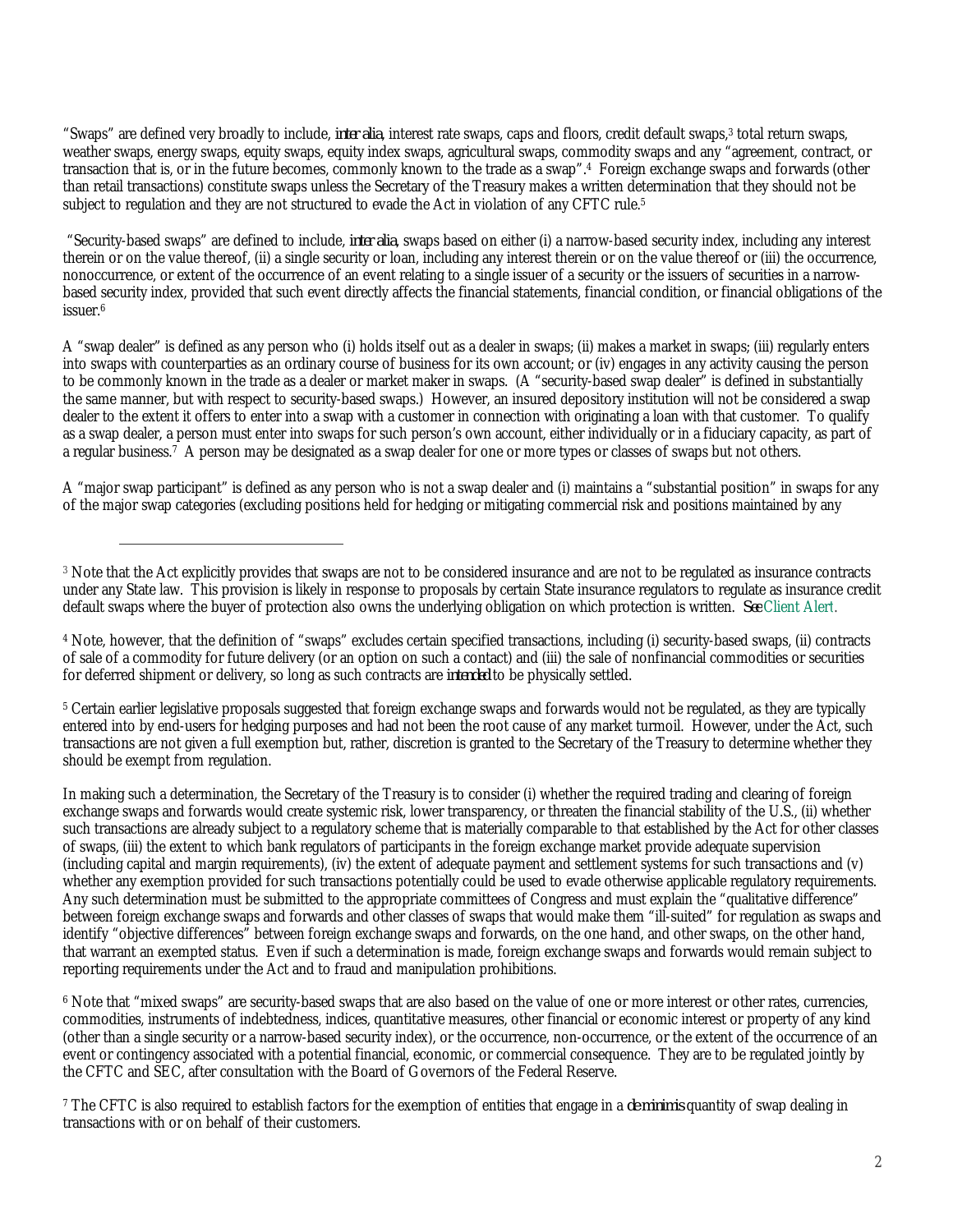"Swaps" are defined very broadly to include, *inter alia*, interest rate swaps, caps and floors, credit default swaps,[3] total return swaps, weather swaps, energy swaps, equity swaps, equity index swaps, agricultural swaps, commodity swaps and any "agreement, contract, or transaction that is, or in the future becomes, commonly known to the trade as a swap".[4] Foreign exchange swaps and forwards (other than retail transactions) constitute swaps unless the Secretary of the Treasury makes a written determination that they should not be subject to regulation and they are not structured to evade the Act in violation of any CFTC rule.[5]

"Security-based swaps" are defined to include, *inter alia*, swaps based on either (i) a narrow-based security index, including any interest therein or on the value thereof, (ii) a single security or loan, including any interest therein or on the value thereof or (iii) the occurrence, nonoccurrence, or extent of the occurrence of an event relating to a single issuer of a security or the issuers of securities in a narrow-based security index, provided that such event directly affects the financial statements, financial condition, or financial obligations of the issuer.[6]

A "swap dealer" is defined as any person who (i) holds itself out as a dealer in swaps; (ii) makes a market in swaps; (iii) regularly enters into swaps with counterparties as an ordinary course of business for its own account; or (iv) engages in any activity causing the person to be commonly known in the trade as a dealer or market maker in swaps. (A "security-based swap dealer" is defined in substantially the same manner, but with respect to security-based swaps.) However, an insured depository institution will not be considered a swap dealer to the extent it offers to enter into a swap with a customer in connection with originating a loan with that customer. To qualify as a swap dealer, a person must enter into swaps for such person's own account, either individually or in a fiduciary capacity, as part of a regular business.[7] A person may be designated as a swap dealer for one or more types or classes of swaps but not others.

A "major swap participant" is defined as any person who is not a swap dealer and (i) maintains a "substantial position" in swaps for any of the major swap categories (excluding positions held for hedging or mitigating commercial risk and positions maintained by any

---

[3] Note that the Act explicitly provides that swaps are not to be considered insurance and are not to be regulated as insurance contracts under any State law. This provision is likely in response to proposals by certain State insurance regulators to regulate as insurance credit default swaps where the buyer of protection also owns the underlying obligation on which protection is written. *See* Client Alert.

[4] Note, however, that the definition of "swaps" excludes certain specified transactions, including (i) security-based swaps, (ii) contracts of sale of a commodity for future delivery (or an option on such a contact) and (iii) the sale of nonfinancial commodities or securities for deferred shipment or delivery, so long as such contracts are *intended* to be physically settled.

[5] Certain earlier legislative proposals suggested that foreign exchange swaps and forwards would not be regulated, as they are typically entered into by end-users for hedging purposes and had not been the root cause of any market turmoil. However, under the Act, such transactions are not given a full exemption but, rather, discretion is granted to the Secretary of the Treasury to determine whether they should be exempt from regulation.

In making such a determination, the Secretary of the Treasury is to consider (i) whether the required trading and clearing of foreign exchange swaps and forwards would create systemic risk, lower transparency, or threaten the financial stability of the U.S., (ii) whether such transactions are already subject to a regulatory scheme that is materially comparable to that established by the Act for other classes of swaps, (iii) the extent to which bank regulators of participants in the foreign exchange market provide adequate supervision (including capital and margin requirements), (iv) the extent of adequate payment and settlement systems for such transactions and (v) whether any exemption provided for such transactions potentially could be used to evade otherwise applicable regulatory requirements. Any such determination must be submitted to the appropriate committees of Congress and must explain the "qualitative difference" between foreign exchange swaps and forwards and other classes of swaps that would make them "ill-suited" for regulation as swaps and identify "objective differences" between foreign exchange swaps and forwards, on the one hand, and other swaps, on the other hand, that warrant an exempted status. Even if such a determination is made, foreign exchange swaps and forwards would remain subject to reporting requirements under the Act and to fraud and manipulation prohibitions.

[6] Note that "mixed swaps" are security-based swaps that are also based on the value of one or more interest or other rates, currencies, commodities, instruments of indebtedness, indices, quantitative measures, other financial or economic interest or property of any kind (other than a single security or a narrow-based security index), or the occurrence, non-occurrence, or the extent of the occurrence of an event or contingency associated with a potential financial, economic, or commercial consequence. They are to be regulated jointly by the CFTC and SEC, after consultation with the Board of Governors of the Federal Reserve.

[7] The CFTC is also required to establish factors for the exemption of entities that engage in a *de minimis* quantity of swap dealing in transactions with or on behalf of their customers.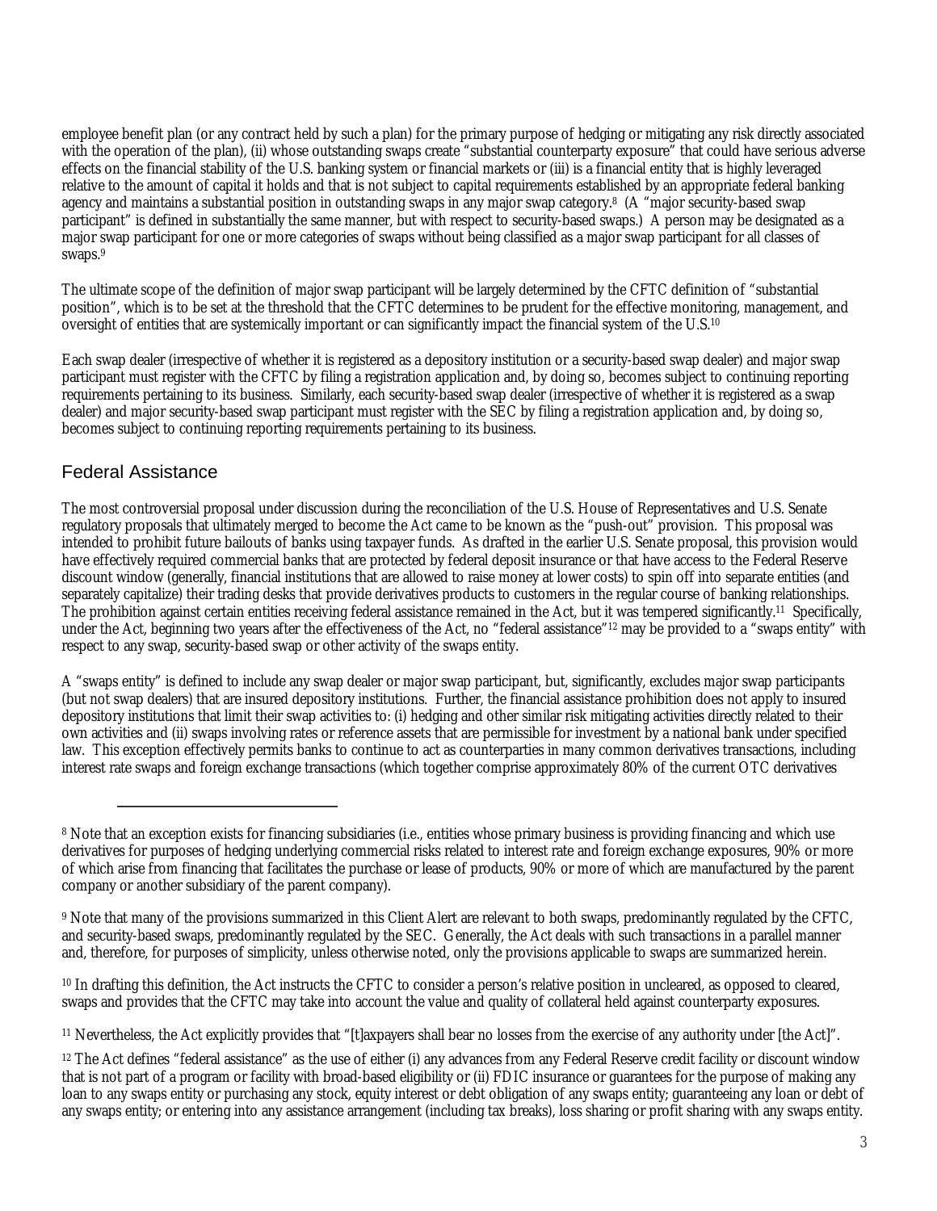employee benefit plan (or any contract held by such a plan) for the primary purpose of hedging or mitigating any risk directly associated with the operation of the plan), (ii) whose outstanding swaps create "substantial counterparty exposure" that could have serious adverse effects on the financial stability of the U.S. banking system or financial markets or (iii) is a financial entity that is highly leveraged relative to the amount of capital it holds and that is not subject to capital requirements established by an appropriate federal banking agency and maintains a substantial position in outstanding swaps in any major swap category.[8] (A "major security-based swap participant" is defined in substantially the same manner, but with respect to security-based swaps.) A person may be designated as a major swap participant for one or more categories of swaps without being classified as a major swap participant for all classes of swaps.[9]

The ultimate scope of the definition of major swap participant will be largely determined by the CFTC definition of "substantial position", which is to be set at the threshold that the CFTC determines to be prudent for the effective monitoring, management, and oversight of entities that are systemically important or can significantly impact the financial system of the U.S.[10]

Each swap dealer (irrespective of whether it is registered as a depository institution or a security-based swap dealer) and major swap participant must register with the CFTC by filing a registration application and, by doing so, becomes subject to continuing reporting requirements pertaining to its business. Similarly, each security-based swap dealer (irrespective of whether it is registered as a swap dealer) and major security-based swap participant must register with the SEC by filing a registration application and, by doing so, becomes subject to continuing reporting requirements pertaining to its business.

## Federal Assistance

The most controversial proposal under discussion during the reconciliation of the U.S. House of Representatives and U.S. Senate regulatory proposals that ultimately merged to become the Act came to be known as the "push-out" provision. This proposal was intended to prohibit future bailouts of banks using taxpayer funds. As drafted in the earlier U.S. Senate proposal, this provision would have effectively required commercial banks that are protected by federal deposit insurance or that have access to the Federal Reserve discount window (generally, financial institutions that are allowed to raise money at lower costs) to spin off into separate entities (and separately capitalize) their trading desks that provide derivatives products to customers in the regular course of banking relationships. The prohibition against certain entities receiving federal assistance remained in the Act, but it was tempered significantly.[11] Specifically, under the Act, beginning two years after the effectiveness of the Act, no "federal assistance"[12] may be provided to a "swaps entity" with respect to any swap, security-based swap or other activity of the swaps entity.

A "swaps entity" is defined to include any swap dealer or major swap participant, but, significantly, excludes major swap participants (but not swap dealers) that are insured depository institutions. Further, the financial assistance prohibition does not apply to insured depository institutions that limit their swap activities to: (i) hedging and other similar risk mitigating activities directly related to their own activities and (ii) swaps involving rates or reference assets that are permissible for investment by a national bank under specified law. This exception effectively permits banks to continue to act as counterparties in many common derivatives transactions, including interest rate swaps and foreign exchange transactions (which together comprise approximately 80% of the current OTC derivatives

---

[8] Note that an exception exists for financing subsidiaries (i.e., entities whose primary business is providing financing and which use derivatives for purposes of hedging underlying commercial risks related to interest rate and foreign exchange exposures, 90% or more of which arise from financing that facilitates the purchase or lease of products, 90% or more of which are manufactured by the parent company or another subsidiary of the parent company).

[9] Note that many of the provisions summarized in this Client Alert are relevant to both swaps, predominantly regulated by the CFTC, and security-based swaps, predominantly regulated by the SEC. Generally, the Act deals with such transactions in a parallel manner and, therefore, for purposes of simplicity, unless otherwise noted, only the provisions applicable to swaps are summarized herein.

[10] In drafting this definition, the Act instructs the CFTC to consider a person's relative position in uncleared, as opposed to cleared, swaps and provides that the CFTC may take into account the value and quality of collateral held against counterparty exposures.

[11] Nevertheless, the Act explicitly provides that "[t]axpayers shall bear no losses from the exercise of any authority under [the Act]".

[12] The Act defines "federal assistance" as the use of either (i) any advances from any Federal Reserve credit facility or discount window that is not part of a program or facility with broad-based eligibility or (ii) FDIC insurance or guarantees for the purpose of making any loan to any swaps entity or purchasing any stock, equity interest or debt obligation of any swaps entity; guaranteeing any loan or debt of any swaps entity; or entering into any assistance arrangement (including tax breaks), loss sharing or profit sharing with any swaps entity.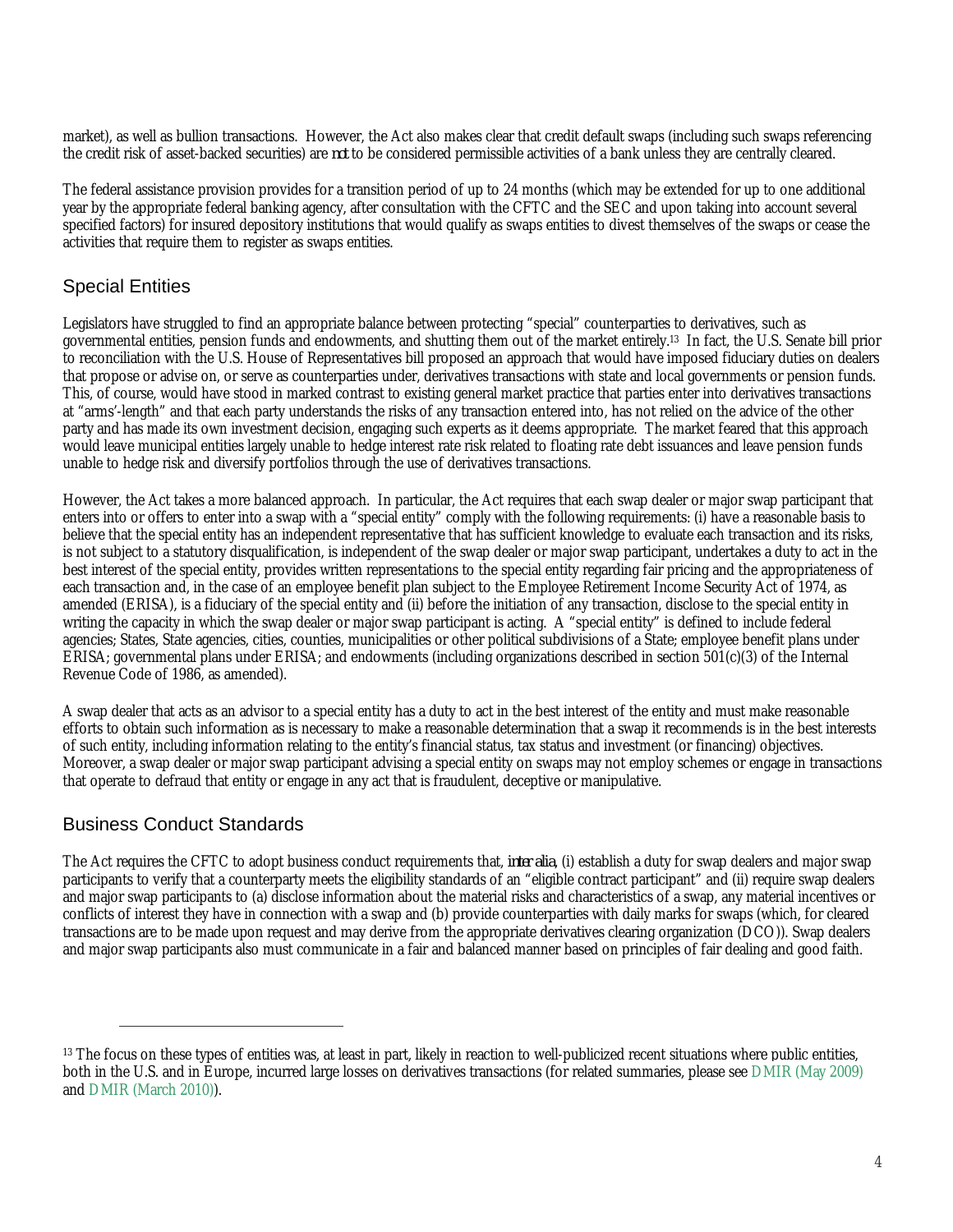market), as well as bullion transactions. However, the Act also makes clear that credit default swaps (including such swaps referencing the credit risk of asset-backed securities) are *not* to be considered permissible activities of a bank unless they are centrally cleared.

The federal assistance provision provides for a transition period of up to 24 months (which may be extended for up to one additional year by the appropriate federal banking agency, after consultation with the CFTC and the SEC and upon taking into account several specified factors) for insured depository institutions that would qualify as swaps entities to divest themselves of the swaps or cease the activities that require them to register as swaps entities.

## Special Entities

Legislators have struggled to find an appropriate balance between protecting "special" counterparties to derivatives, such as governmental entities, pension funds and endowments, and shutting them out of the market entirely.[13] In fact, the U.S. Senate bill prior to reconciliation with the U.S. House of Representatives bill proposed an approach that would have imposed fiduciary duties on dealers that propose or advise on, or serve as counterparties under, derivatives transactions with state and local governments or pension funds. This, of course, would have stood in marked contrast to existing general market practice that parties enter into derivatives transactions at "arms'-length" and that each party understands the risks of any transaction entered into, has not relied on the advice of the other party and has made its own investment decision, engaging such experts as it deems appropriate. The market feared that this approach would leave municipal entities largely unable to hedge interest rate risk related to floating rate debt issuances and leave pension funds unable to hedge risk and diversify portfolios through the use of derivatives transactions.

However, the Act takes a more balanced approach. In particular, the Act requires that each swap dealer or major swap participant that enters into or offers to enter into a swap with a "special entity" comply with the following requirements: (i) have a reasonable basis to believe that the special entity has an independent representative that has sufficient knowledge to evaluate each transaction and its risks, is not subject to a statutory disqualification, is independent of the swap dealer or major swap participant, undertakes a duty to act in the best interest of the special entity, provides written representations to the special entity regarding fair pricing and the appropriateness of each transaction and, in the case of an employee benefit plan subject to the Employee Retirement Income Security Act of 1974, as amended (ERISA), is a fiduciary of the special entity and (ii) before the initiation of any transaction, disclose to the special entity in writing the capacity in which the swap dealer or major swap participant is acting. A "special entity" is defined to include federal agencies; States, State agencies, cities, counties, municipalities or other political subdivisions of a State; employee benefit plans under ERISA; governmental plans under ERISA; and endowments (including organizations described in section 501(c)(3) of the Internal Revenue Code of 1986, as amended).

A swap dealer that acts as an advisor to a special entity has a duty to act in the best interest of the entity and must make reasonable efforts to obtain such information as is necessary to make a reasonable determination that a swap it recommends is in the best interests of such entity, including information relating to the entity's financial status, tax status and investment (or financing) objectives. Moreover, a swap dealer or major swap participant advising a special entity on swaps may not employ schemes or engage in transactions that operate to defraud that entity or engage in any act that is fraudulent, deceptive or manipulative.

## Business Conduct Standards

The Act requires the CFTC to adopt business conduct requirements that, *inter alia*, (i) establish a duty for swap dealers and major swap participants to verify that a counterparty meets the eligibility standards of an "eligible contract participant" and (ii) require swap dealers and major swap participants to (a) disclose information about the material risks and characteristics of a swap, any material incentives or conflicts of interest they have in connection with a swap and (b) provide counterparties with daily marks for swaps (which, for cleared transactions are to be made upon request and may derive from the appropriate derivatives clearing organization (DCO)). Swap dealers and major swap participants also must communicate in a fair and balanced manner based on principles of fair dealing and good faith.

---

[13] The focus on these types of entities was, at least in part, likely in reaction to well-publicized recent situations where public entities, both in the U.S. and in Europe, incurred large losses on derivatives transactions (for related summaries, please see DMIR (May 2009) and DMIR (March 2010)).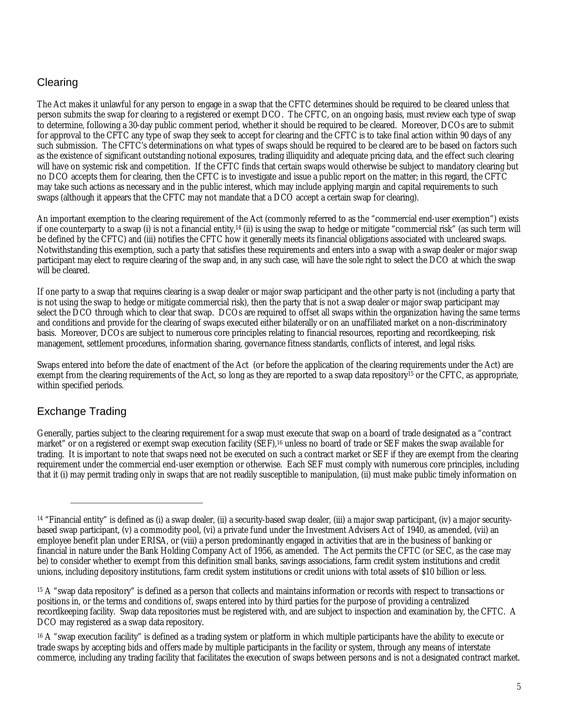## Clearing

The Act makes it unlawful for any person to engage in a swap that the CFTC determines should be required to be cleared unless that person submits the swap for clearing to a registered or exempt DCO. The CFTC, on an ongoing basis, must review each type of swap to determine, following a 30-day public comment period, whether it should be required to be cleared. Moreover, DCOs are to submit for approval to the CFTC any type of swap they seek to accept for clearing and the CFTC is to take final action within 90 days of any such submission. The CFTC's determinations on what types of swaps should be required to be cleared are to be based on factors such as the existence of significant outstanding notional exposures, trading illiquidity and adequate pricing data, and the effect such clearing will have on systemic risk and competition. If the CFTC finds that certain swaps would otherwise be subject to mandatory clearing but no DCO accepts them for clearing, then the CFTC is to investigate and issue a public report on the matter; in this regard, the CFTC may take such actions as necessary and in the public interest, which may include applying margin and capital requirements to such swaps (although it appears that the CFTC may not mandate that a DCO accept a certain swap for clearing).

An important exemption to the clearing requirement of the Act (commonly referred to as the "commercial end-user exemption") exists if one counterparty to a swap (i) is not a financial entity,[14] (ii) is using the swap to hedge or mitigate "commercial risk" (as such term will be defined by the CFTC) and (iii) notifies the CFTC how it generally meets its financial obligations associated with uncleared swaps. Notwithstanding this exemption, such a party that satisfies these requirements and enters into a swap with a swap dealer or major swap participant may elect to require clearing of the swap and, in any such case, will have the sole right to select the DCO at which the swap will be cleared.

If one party to a swap that requires clearing is a swap dealer or major swap participant and the other party is not (including a party that is not using the swap to hedge or mitigate commercial risk), then the party that is not a swap dealer or major swap participant may select the DCO through which to clear that swap. DCOs are required to offset all swaps within the organization having the same terms and conditions and provide for the clearing of swaps executed either bilaterally or on an unaffiliated market on a non-discriminatory basis. Moreover, DCOs are subject to numerous core principles relating to financial resources, reporting and recordkeeping, risk management, settlement procedures, information sharing, governance fitness standards, conflicts of interest, and legal risks.

Swaps entered into before the date of enactment of the Act (or before the application of the clearing requirements under the Act) are exempt from the clearing requirements of the Act, so long as they are reported to a swap data repository[15] or the CFTC, as appropriate, within specified periods.

## Exchange Trading

Generally, parties subject to the clearing requirement for a swap must execute that swap on a board of trade designated as a "contract market" or on a registered or exempt swap execution facility (SEF),[16] unless no board of trade or SEF makes the swap available for trading. It is important to note that swaps need not be executed on such a contract market or SEF if they are exempt from the clearing requirement under the commercial end-user exemption or otherwise. Each SEF must comply with numerous core principles, including that it (i) may permit trading only in swaps that are not readily susceptible to manipulation, (ii) must make public timely information on

---

[14] "Financial entity" is defined as (i) a swap dealer, (ii) a security-based swap dealer, (iii) a major swap participant, (iv) a major security-based swap participant, (v) a commodity pool, (vi) a private fund under the Investment Advisers Act of 1940, as amended, (vii) an employee benefit plan under ERISA, or (viii) a person predominantly engaged in activities that are in the business of banking or financial in nature under the Bank Holding Company Act of 1956, as amended. The Act permits the CFTC (or SEC, as the case may be) to consider whether to exempt from this definition small banks, savings associations, farm credit system institutions and credit unions, including depository institutions, farm credit system institutions or credit unions with total assets of $10 billion or less.

[15] A "swap data repository" is defined as a person that collects and maintains information or records with respect to transactions or positions in, or the terms and conditions of, swaps entered into by third parties for the purpose of providing a centralized recordkeeping facility. Swap data repositories must be registered with, and are subject to inspection and examination by, the CFTC. A DCO may registered as a swap data repository.

[16] A "swap execution facility" is defined as a trading system or platform in which multiple participants have the ability to execute or trade swaps by accepting bids and offers made by multiple participants in the facility or system, through any means of interstate commerce, including any trading facility that facilitates the execution of swaps between persons and is not a designated contract market.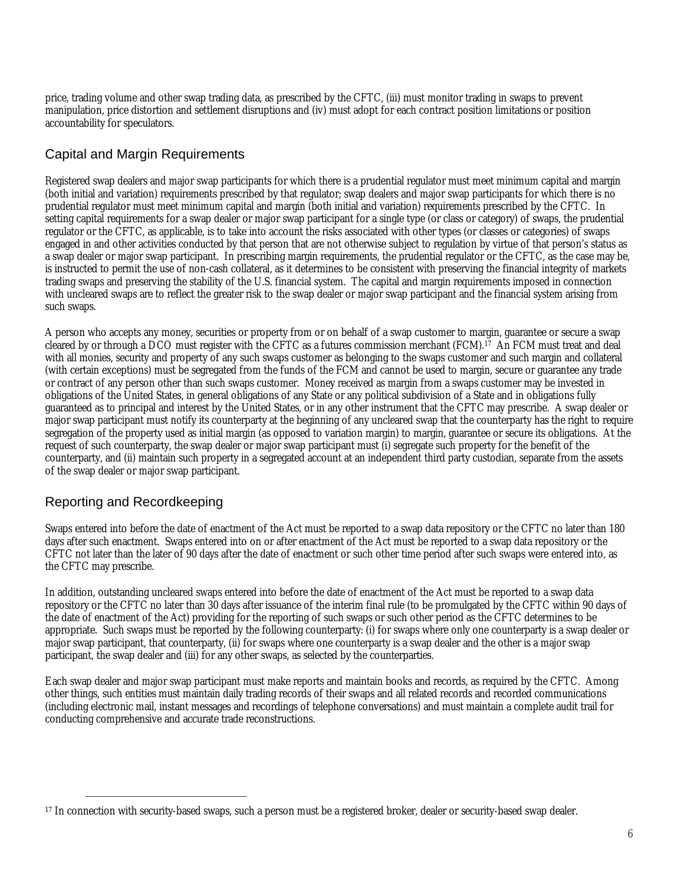price, trading volume and other swap trading data, as prescribed by the CFTC, (iii) must monitor trading in swaps to prevent manipulation, price distortion and settlement disruptions and (iv) must adopt for each contract position limitations or position accountability for speculators.

## Capital and Margin Requirements

Registered swap dealers and major swap participants for which there is a prudential regulator must meet minimum capital and margin (both initial and variation) requirements prescribed by that regulator; swap dealers and major swap participants for which there is no prudential regulator must meet minimum capital and margin (both initial and variation) requirements prescribed by the CFTC. In setting capital requirements for a swap dealer or major swap participant for a single type (or class or category) of swaps, the prudential regulator or the CFTC, as applicable, is to take into account the risks associated with other types (or classes or categories) of swaps engaged in and other activities conducted by that person that are not otherwise subject to regulation by virtue of that person's status as a swap dealer or major swap participant. In prescribing margin requirements, the prudential regulator or the CFTC, as the case may be, is instructed to permit the use of non-cash collateral, as it determines to be consistent with preserving the financial integrity of markets trading swaps and preserving the stability of the U.S. financial system. The capital and margin requirements imposed in connection with uncleared swaps are to reflect the greater risk to the swap dealer or major swap participant and the financial system arising from such swaps.

A person who accepts any money, securities or property from or on behalf of a swap customer to margin, guarantee or secure a swap cleared by or through a DCO must register with the CFTC as a futures commission merchant (FCM).[17] An FCM must treat and deal with all monies, security and property of any such swaps customer as belonging to the swaps customer and such margin and collateral (with certain exceptions) must be segregated from the funds of the FCM and cannot be used to margin, secure or guarantee any trade or contract of any person other than such swaps customer. Money received as margin from a swaps customer may be invested in obligations of the United States, in general obligations of any State or any political subdivision of a State and in obligations fully guaranteed as to principal and interest by the United States, or in any other instrument that the CFTC may prescribe. A swap dealer or major swap participant must notify its counterparty at the beginning of any uncleared swap that the counterparty has the right to require segregation of the property used as initial margin (as opposed to variation margin) to margin, guarantee or secure its obligations. At the request of such counterparty, the swap dealer or major swap participant must (i) segregate such property for the benefit of the counterparty, and (ii) maintain such property in a segregated account at an independent third party custodian, separate from the assets of the swap dealer or major swap participant.

## Reporting and Recordkeeping

Swaps entered into before the date of enactment of the Act must be reported to a swap data repository or the CFTC no later than 180 days after such enactment. Swaps entered into on or after enactment of the Act must be reported to a swap data repository or the CFTC not later than the later of 90 days after the date of enactment or such other time period after such swaps were entered into, as the CFTC may prescribe.

In addition, outstanding uncleared swaps entered into before the date of enactment of the Act must be reported to a swap data repository or the CFTC no later than 30 days after issuance of the interim final rule (to be promulgated by the CFTC within 90 days of the date of enactment of the Act) providing for the reporting of such swaps or such other period as the CFTC determines to be appropriate. Such swaps must be reported by the following counterparty: (i) for swaps where only one counterparty is a swap dealer or major swap participant, that counterparty, (ii) for swaps where one counterparty is a swap dealer and the other is a major swap participant, the swap dealer and (iii) for any other swaps, as selected by the counterparties.

Each swap dealer and major swap participant must make reports and maintain books and records, as required by the CFTC. Among other things, such entities must maintain daily trading records of their swaps and all related records and recorded communications (including electronic mail, instant messages and recordings of telephone conversations) and must maintain a complete audit trail for conducting comprehensive and accurate trade reconstructions.

---

[17] In connection with security-based swaps, such a person must be a registered broker, dealer or security-based swap dealer.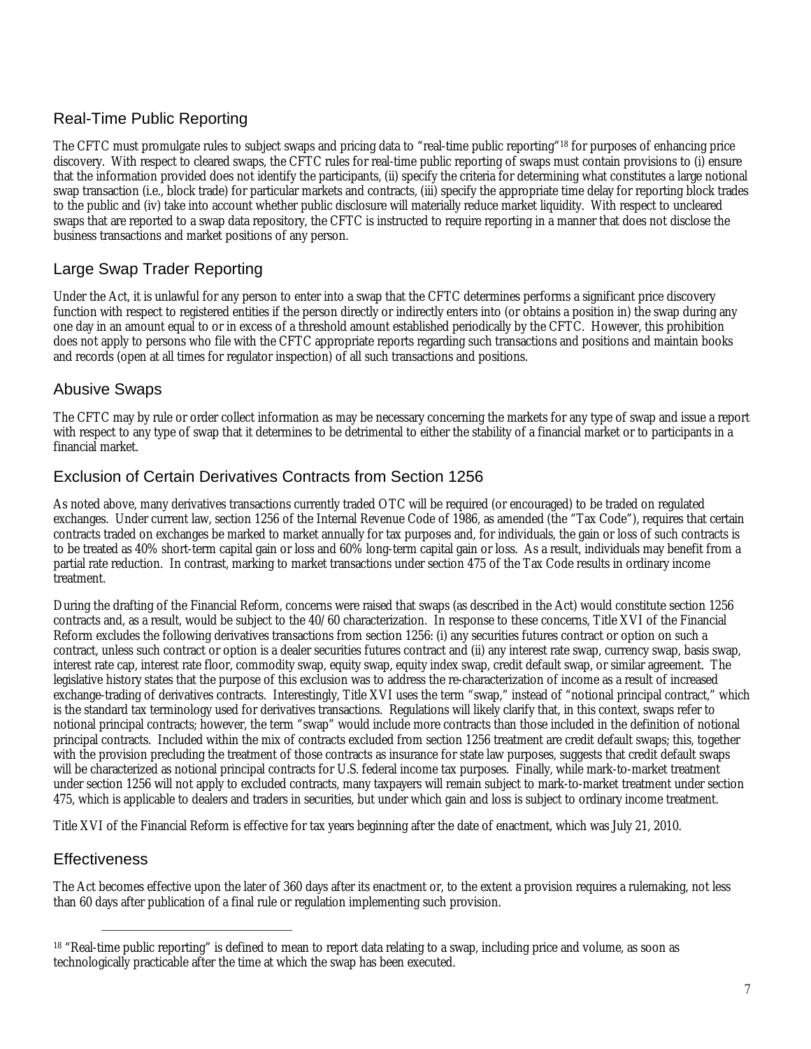## Real-Time Public Reporting

The CFTC must promulgate rules to subject swaps and pricing data to "real-time public reporting"[18] for purposes of enhancing price discovery. With respect to cleared swaps, the CFTC rules for real-time public reporting of swaps must contain provisions to (i) ensure that the information provided does not identify the participants, (ii) specify the criteria for determining what constitutes a large notional swap transaction (i.e., block trade) for particular markets and contracts, (iii) specify the appropriate time delay for reporting block trades to the public and (iv) take into account whether public disclosure will materially reduce market liquidity. With respect to uncleared swaps that are reported to a swap data repository, the CFTC is instructed to require reporting in a manner that does not disclose the business transactions and market positions of any person.

## Large Swap Trader Reporting

Under the Act, it is unlawful for any person to enter into a swap that the CFTC determines performs a significant price discovery function with respect to registered entities if the person directly or indirectly enters into (or obtains a position in) the swap during any one day in an amount equal to or in excess of a threshold amount established periodically by the CFTC. However, this prohibition does not apply to persons who file with the CFTC appropriate reports regarding such transactions and positions and maintain books and records (open at all times for regulator inspection) of all such transactions and positions.

## Abusive Swaps

The CFTC may by rule or order collect information as may be necessary concerning the markets for any type of swap and issue a report with respect to any type of swap that it determines to be detrimental to either the stability of a financial market or to participants in a financial market.

## Exclusion of Certain Derivatives Contracts from Section 1256

As noted above, many derivatives transactions currently traded OTC will be required (or encouraged) to be traded on regulated exchanges. Under current law, section 1256 of the Internal Revenue Code of 1986, as amended (the "Tax Code"), requires that certain contracts traded on exchanges be marked to market annually for tax purposes and, for individuals, the gain or loss of such contracts is to be treated as 40% short-term capital gain or loss and 60% long-term capital gain or loss. As a result, individuals may benefit from a partial rate reduction. In contrast, marking to market transactions under section 475 of the Tax Code results in ordinary income treatment.

During the drafting of the Financial Reform, concerns were raised that swaps (as described in the Act) would constitute section 1256 contracts and, as a result, would be subject to the 40/60 characterization. In response to these concerns, Title XVI of the Financial Reform excludes the following derivatives transactions from section 1256: (i) any securities futures contract or option on such a contract, unless such contract or option is a dealer securities futures contract and (ii) any interest rate swap, currency swap, basis swap, interest rate cap, interest rate floor, commodity swap, equity swap, equity index swap, credit default swap, or similar agreement. The legislative history states that the purpose of this exclusion was to address the re-characterization of income as a result of increased exchange-trading of derivatives contracts. Interestingly, Title XVI uses the term "swap," instead of "notional principal contract," which is the standard tax terminology used for derivatives transactions. Regulations will likely clarify that, in this context, swaps refer to notional principal contracts; however, the term "swap" would include more contracts than those included in the definition of notional principal contracts. Included within the mix of contracts excluded from section 1256 treatment are credit default swaps; this, together with the provision precluding the treatment of those contracts as insurance for state law purposes, suggests that credit default swaps will be characterized as notional principal contracts for U.S. federal income tax purposes. Finally, while mark-to-market treatment under section 1256 will not apply to excluded contracts, many taxpayers will remain subject to mark-to-market treatment under section 475, which is applicable to dealers and traders in securities, but under which gain and loss is subject to ordinary income treatment.

Title XVI of the Financial Reform is effective for tax years beginning after the date of enactment, which was July 21, 2010.

## Effectiveness

The Act becomes effective upon the later of 360 days after its enactment or, to the extent a provision requires a rulemaking, not less than 60 days after publication of a final rule or regulation implementing such provision.

---

[18] "Real-time public reporting" is defined to mean to report data relating to a swap, including price and volume, as soon as technologically practicable after the time at which the swap has been executed.